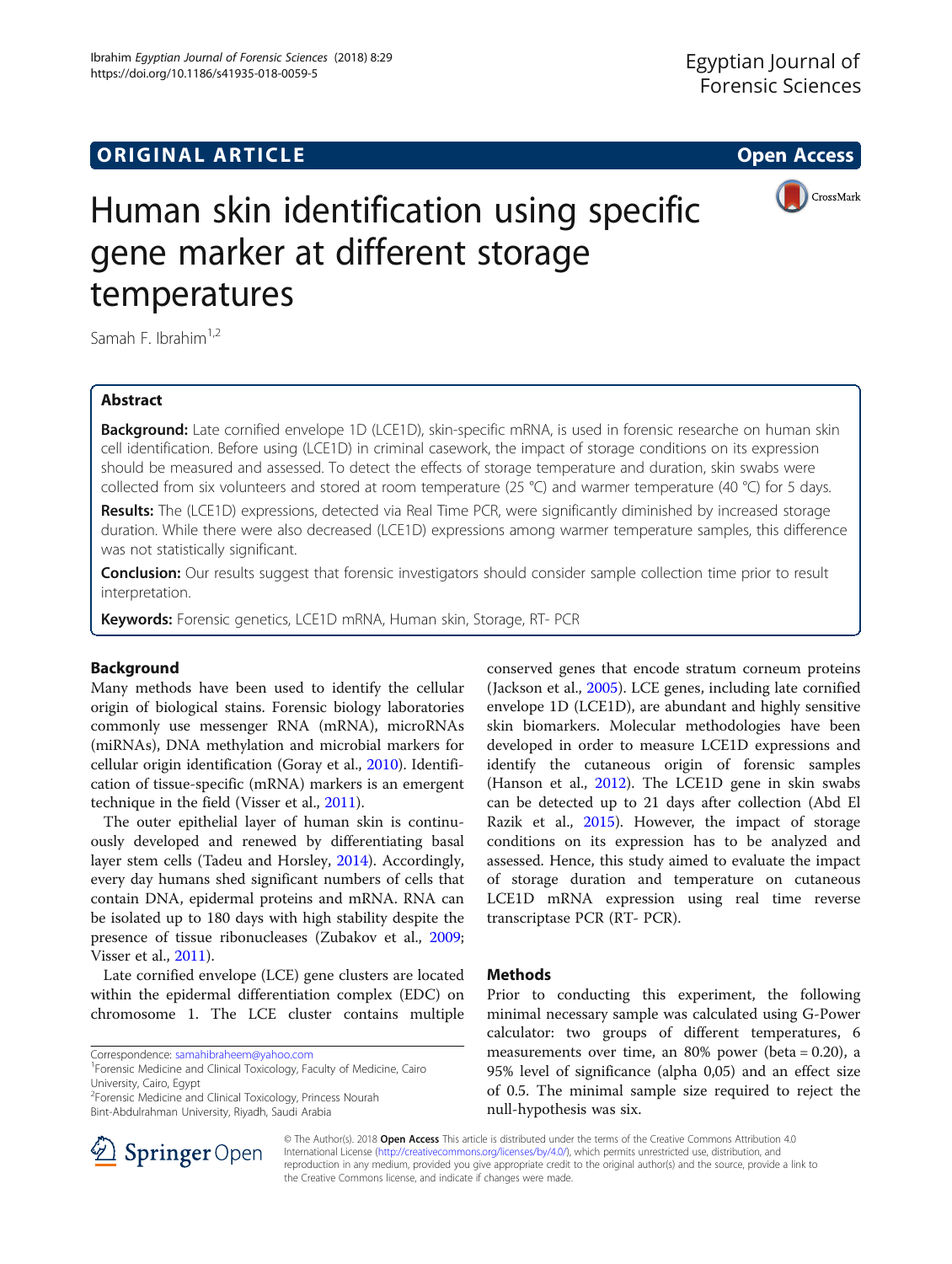ORIGINAL ARTICLE

Open Access

# Human skin identification using specific gene marker at different storage temperatures

Samah F. Ibrahim[1,2]

## Abstract

**Background:** Late cornified envelope 1D (LCE1D), skin-specific mRNA, is used in forensic researche on human skin cell identification. Before using (LCE1D) in criminal casework, the impact of storage conditions on its expression should be measured and assessed. To detect the effects of storage temperature and duration, skin swabs were collected from six volunteers and stored at room temperature (25 °C) and warmer temperature (40 °C) for 5 days.

**Results:** The (LCE1D) expressions, detected via Real Time PCR, were significantly diminished by increased storage duration. While there were also decreased (LCE1D) expressions among warmer temperature samples, this difference was not statistically significant.

**Conclusion:** Our results suggest that forensic investigators should consider sample collection time prior to result interpretation.

**Keywords:** Forensic genetics, LCE1D mRNA, Human skin, Storage, RT- PCR

## Background

Many methods have been used to identify the cellular origin of biological stains. Forensic biology laboratories commonly use messenger RNA (mRNA), microRNAs (miRNAs), DNA methylation and microbial markers for cellular origin identification (Goray et al., 2010). Identification of tissue-specific (mRNA) markers is an emergent technique in the field (Visser et al., 2011).

The outer epithelial layer of human skin is continuously developed and renewed by differentiating basal layer stem cells (Tadeu and Horsley, 2014). Accordingly, every day humans shed significant numbers of cells that contain DNA, epidermal proteins and mRNA. RNA can be isolated up to 180 days with high stability despite the presence of tissue ribonucleases (Zubakov et al., 2009; Visser et al., 2011).

Late cornified envelope (LCE) gene clusters are located within the epidermal differentiation complex (EDC) on chromosome 1. The LCE cluster contains multiple conserved genes that encode stratum corneum proteins (Jackson et al., 2005). LCE genes, including late cornified envelope 1D (LCE1D), are abundant and highly sensitive skin biomarkers. Molecular methodologies have been developed in order to measure LCE1D expressions and identify the cutaneous origin of forensic samples (Hanson et al., 2012). The LCE1D gene in skin swabs can be detected up to 21 days after collection (Abd El Razik et al., 2015). However, the impact of storage conditions on its expression has to be analyzed and assessed. Hence, this study aimed to evaluate the impact of storage duration and temperature on cutaneous LCE1D mRNA expression using real time reverse transcriptase PCR (RT- PCR).

## Methods

Prior to conducting this experiment, the following minimal necessary sample was calculated using G-Power calculator: two groups of different temperatures, 6 measurements over time, an 80% power (beta = 0.20), a 95% level of significance (alpha 0,05) and an effect size of 0.5. The minimal sample size required to reject the null-hypothesis was six.

Correspondence: samahibraheem@yahoo.com
[1]Forensic Medicine and Clinical Toxicology, Faculty of Medicine, Cairo University, Cairo, Egypt
[2]Forensic Medicine and Clinical Toxicology, Princess Nourah Bint-Abdulrahman University, Riyadh, Saudi Arabia

© The Author(s). 2018 **Open Access** This article is distributed under the terms of the Creative Commons Attribution 4.0 International License (http://creativecommons.org/licenses/by/4.0/), which permits unrestricted use, distribution, and reproduction in any medium, provided you give appropriate credit to the original author(s) and the source, provide a link to the Creative Commons license, and indicate if changes were made.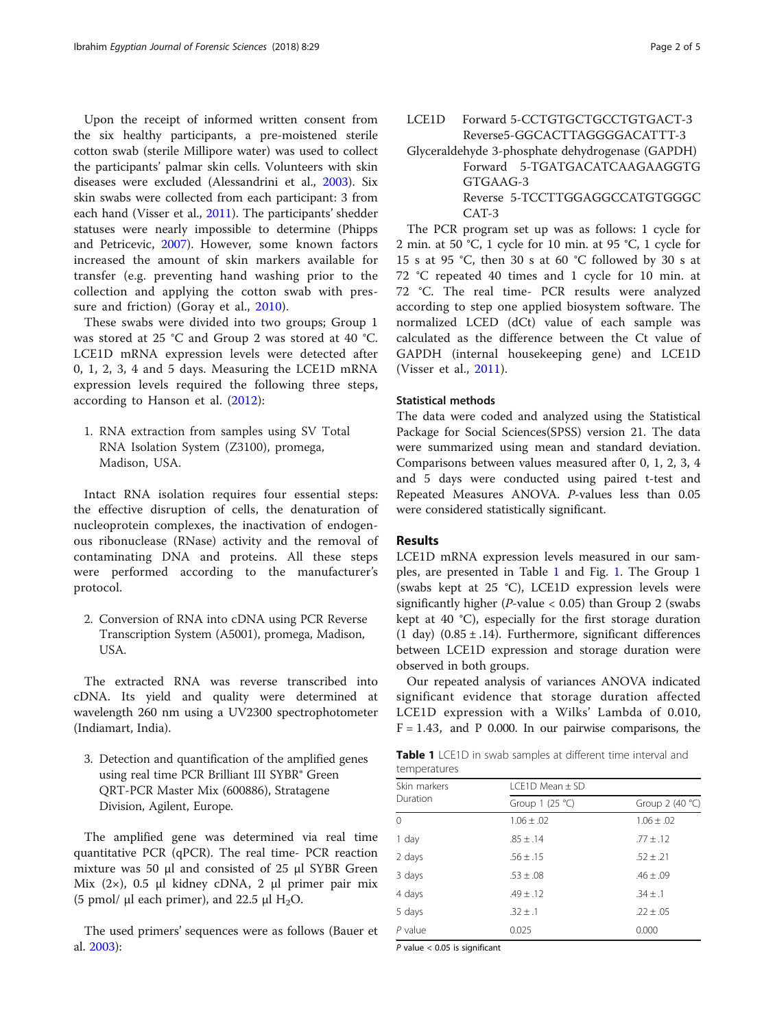Upon the receipt of informed written consent from the six healthy participants, a pre-moistened sterile cotton swab (sterile Millipore water) was used to collect the participants' palmar skin cells. Volunteers with skin diseases were excluded (Alessandrini et al., 2003). Six skin swabs were collected from each participant: 3 from each hand (Visser et al., 2011). The participants' shedder statuses were nearly impossible to determine (Phipps and Petricevic, 2007). However, some known factors increased the amount of skin markers available for transfer (e.g. preventing hand washing prior to the collection and applying the cotton swab with pressure and friction) (Goray et al., 2010).

These swabs were divided into two groups; Group 1 was stored at 25 °C and Group 2 was stored at 40 °C. LCE1D mRNA expression levels were detected after 0, 1, 2, 3, 4 and 5 days. Measuring the LCE1D mRNA expression levels required the following three steps, according to Hanson et al. (2012):

1. RNA extraction from samples using SV Total RNA Isolation System (Z3100), promega, Madison, USA.

Intact RNA isolation requires four essential steps: the effective disruption of cells, the denaturation of nucleoprotein complexes, the inactivation of endogenous ribonuclease (RNase) activity and the removal of contaminating DNA and proteins. All these steps were performed according to the manufacturer's protocol.

2. Conversion of RNA into cDNA using PCR Reverse Transcription System (A5001), promega, Madison, USA.

The extracted RNA was reverse transcribed into cDNA. Its yield and quality were determined at wavelength 260 nm using a UV2300 spectrophotometer (Indiamart, India).

3. Detection and quantification of the amplified genes using real time PCR Brilliant III SYBR® Green QRT-PCR Master Mix (600886), Stratagene Division, Agilent, Europe.

The amplified gene was determined via real time quantitative PCR (qPCR). The real time- PCR reaction mixture was 50 μl and consisted of 25 μl SYBR Green Mix (2×), 0.5 μl kidney cDNA, 2 μl primer pair mix (5 pmol/ μl each primer), and 22.5 μl $H_2O$.

The used primers' sequences were as follows (Bauer et al. 2003):

LCE1D Forward 5-CCTGTGCTGCCTGTGACT-3
Reverse5-GGCACTTAGGGGACATTT-3

Glyceraldehyde 3-phosphate dehydrogenase (GAPDH)
Forward 5-TGATGACATCAAGAAGGTGGTGAAG-3
Reverse 5-TCCTTGGAGGCCATGTGGGCCAT-3

The PCR program set up was as follows: 1 cycle for 2 min. at 50 °C, 1 cycle for 10 min. at 95 °C, 1 cycle for 15 s at 95 °C, then 30 s at 60 °C followed by 30 s at 72 °C repeated 40 times and 1 cycle for 10 min. at 72 °C. The real time- PCR results were analyzed according to step one applied biosystem software. The normalized LCED (dCt) value of each sample was calculated as the difference between the Ct value of GAPDH (internal housekeeping gene) and LCE1D (Visser et al., 2011).

### Statistical methods

The data were coded and analyzed using the Statistical Package for Social Sciences(SPSS) version 21. The data were summarized using mean and standard deviation. Comparisons between values measured after 0, 1, 2, 3, 4 and 5 days were conducted using paired t-test and Repeated Measures ANOVA. *P*-values less than 0.05 were considered statistically significant.

## Results

LCE1D mRNA expression levels measured in our samples, are presented in Table 1 and Fig. 1. The Group 1 (swabs kept at 25 °C), LCE1D expression levels were significantly higher (*P*-value < 0.05) than Group 2 (swabs kept at 40 °C), especially for the first storage duration (1 day) (0.85 ± .14). Furthermore, significant differences between LCE1D expression and storage duration were observed in both groups.

Our repeated analysis of variances ANOVA indicated significant evidence that storage duration affected LCE1D expression with a Wilks' Lambda of 0.010, F = 1.43, and P 0.000. In our pairwise comparisons, the

**Table 1** LCE1D in swab samples at different time interval and temperatures

| Skin markers Duration | LCE1D Mean ± SD | |
|---|---|---|
| | Group 1 (25 °C) | Group 2 (40 °C) |
| 0 | 1.06 ± .02 | 1.06 ± .02 |
| 1 day | .85 ± .14 | .77 ± .12 |
| 2 days | .56 ± .15 | .52 ± .21 |
| 3 days | .53 ± .08 | .46 ± .09 |
| 4 days | .49 ± .12 | .34 ± .1 |
| 5 days | .32 ± .1 | .22 ± .05 |
| *P* value | 0.025 | 0.000 |

*P* value < 0.05 is significant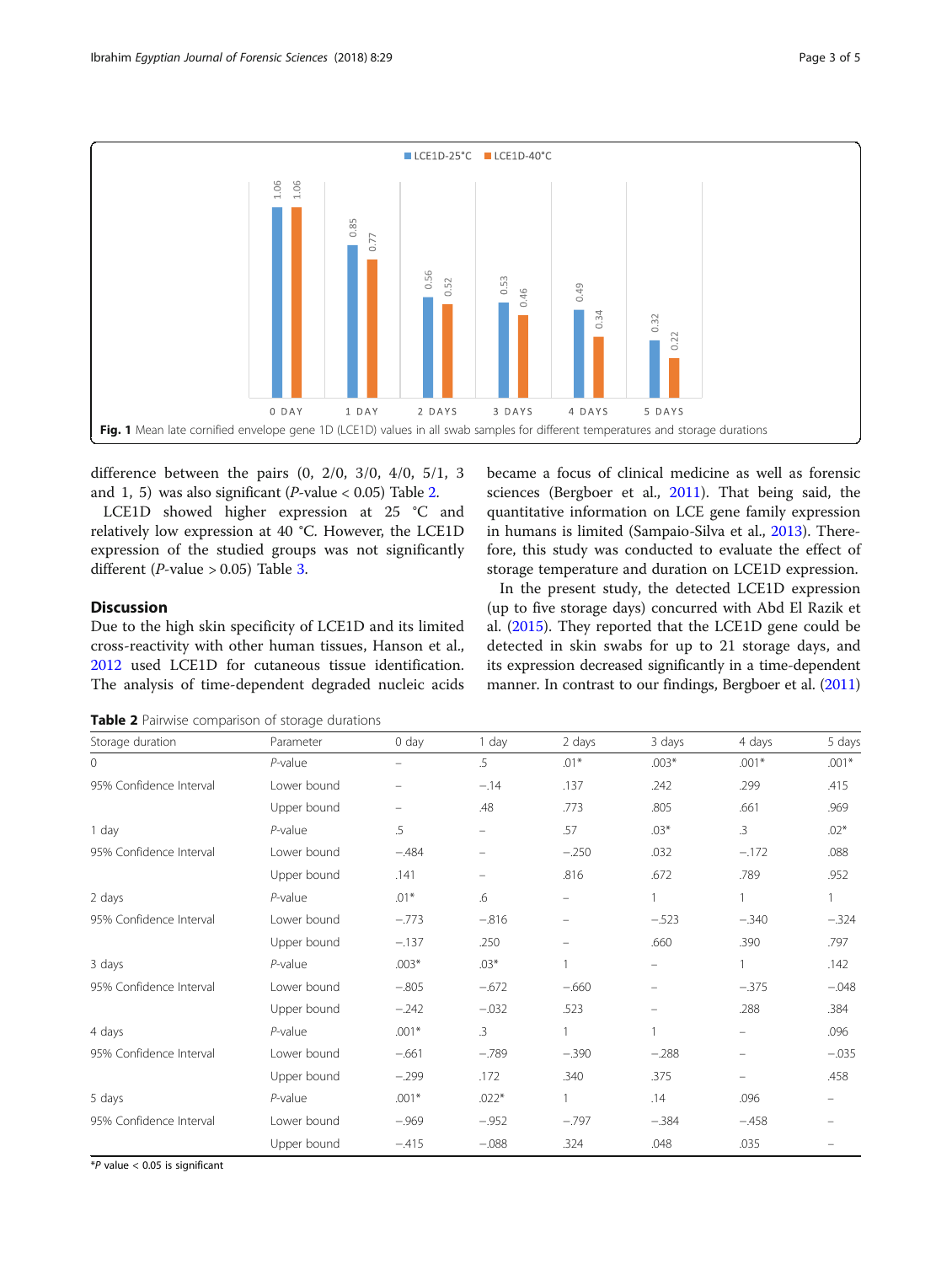LCE1D-25°C  LCE1D-40°C

| | 0 DAY | 1 DAY | 2 DAYS | 3 DAYS | 4 DAYS | 5 DAYS |
|---|---|---|---|---|---|---|
| LCE1D-25°C | 1.06 | 0.85 | 0.56 | 0.53 | 0.49 | 0.32 |
| LCE1D-40°C | 1.06 | 0.77 | 0.52 | 0.46 | 0.34 | 0.22 |

**Fig. 1** Mean late cornified envelope gene 1D (LCE1D) values in all swab samples for different temperatures and storage durations

difference between the pairs (0, 2/0, 3/0, 4/0, 5/1, 3 and 1, 5) was also significant (*P*-value < 0.05) Table 2.

LCE1D showed higher expression at 25 °C and relatively low expression at 40 °C. However, the LCE1D expression of the studied groups was not significantly different (*P*-value > 0.05) Table 3.

## Discussion

Due to the high skin specificity of LCE1D and its limited cross-reactivity with other human tissues, Hanson et al., 2012 used LCE1D for cutaneous tissue identification. The analysis of time-dependent degraded nucleic acids became a focus of clinical medicine as well as forensic sciences (Bergboer et al., 2011). That being said, the quantitative information on LCE gene family expression in humans is limited (Sampaio-Silva et al., 2013). Therefore, this study was conducted to evaluate the effect of storage temperature and duration on LCE1D expression.

In the present study, the detected LCE1D expression (up to five storage days) concurred with Abd El Razik et al. (2015). They reported that the LCE1D gene could be detected in skin swabs for up to 21 storage days, and its expression decreased significantly in a time-dependent manner. In contrast to our findings, Bergboer et al. (2011)

**Table 2** Pairwise comparison of storage durations

| Storage duration | Parameter | 0 day | 1 day | 2 days | 3 days | 4 days | 5 days |
|---|---|---|---|---|---|---|---|
| 0 | *P*-value | – | .5 | .01* | .003* | .001* | .001* |
| 95% Confidence Interval | Lower bound | – | −.14 | .137 | .242 | .299 | .415 |
| | Upper bound | – | .48 | .773 | .805 | .661 | .969 |
| 1 day | *P*-value | .5 | – | .57 | .03* | .3 | .02* |
| 95% Confidence Interval | Lower bound | −.484 | – | −.250 | .032 | −.172 | .088 |
| | Upper bound | .141 | – | .816 | .672 | .789 | .952 |
| 2 days | *P*-value | .01* | .6 | – | 1 | 1 | 1 |
| 95% Confidence Interval | Lower bound | −.773 | −.816 | – | −.523 | −.340 | −.324 |
| | Upper bound | −.137 | .250 | – | .660 | .390 | .797 |
| 3 days | *P*-value | .003* | .03* | 1 | – | 1 | .142 |
| 95% Confidence Interval | Lower bound | −.805 | −.672 | −.660 | – | −.375 | −.048 |
| | Upper bound | −.242 | −.032 | .523 | – | .288 | .384 |
| 4 days | *P*-value | .001* | .3 | 1 | 1 | – | .096 |
| 95% Confidence Interval | Lower bound | −.661 | −.789 | −.390 | −.288 | – | −.035 |
| | Upper bound | −.299 | .172 | .340 | .375 | – | .458 |
| 5 days | *P*-value | .001* | .022* | 1 | .14 | .096 | – |
| 95% Confidence Interval | Lower bound | −.969 | −.952 | −.797 | −.384 | −.458 | – |
| | Upper bound | −.415 | −.088 | .324 | .048 | .035 | – |

*$P$ value < 0.05 is significant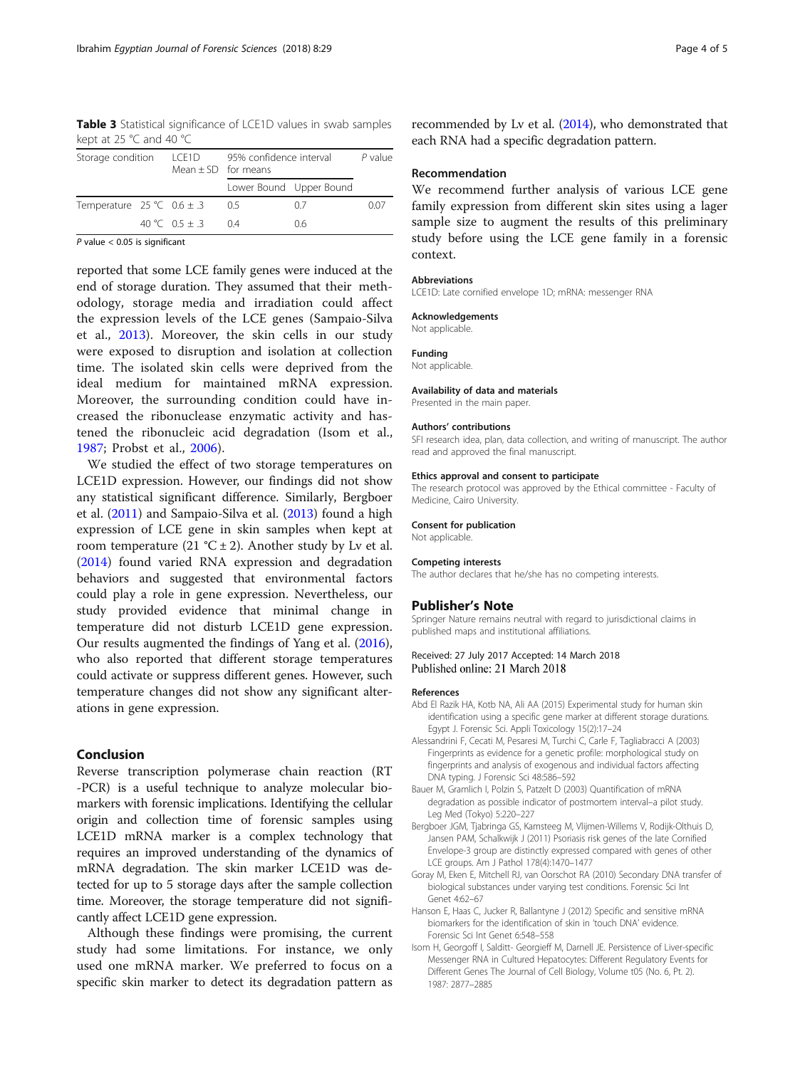**Table 3** Statistical significance of LCE1D values in swab samples kept at 25 °C and 40 °C

| Storage condition | | LCE1D Mean ± SD | 95% confidence interval for means | | *P* value |
|---|---|---|---|---|---|
| | | | Lower Bound | Upper Bound | |
| Temperature | 25 °C | 0.6 ± .3 | 0.5 | 0.7 | 0.07 |
| | 40 °C | 0.5 ± .3 | 0.4 | 0.6 | |

*P* value < 0.05 is significant

reported that some LCE family genes were induced at the end of storage duration. They assumed that their methodology, storage media and irradiation could affect the expression levels of the LCE genes (Sampaio-Silva et al., 2013). Moreover, the skin cells in our study were exposed to disruption and isolation at collection time. The isolated skin cells were deprived from the ideal medium for maintained mRNA expression. Moreover, the surrounding condition could have increased the ribonuclease enzymatic activity and hastened the ribonucleic acid degradation (Isom et al., 1987; Probst et al., 2006).

We studied the effect of two storage temperatures on LCE1D expression. However, our findings did not show any statistical significant difference. Similarly, Bergboer et al. (2011) and Sampaio-Silva et al. (2013) found a high expression of LCE gene in skin samples when kept at room temperature (21 °C ± 2). Another study by Lv et al. (2014) found varied RNA expression and degradation behaviors and suggested that environmental factors could play a role in gene expression. Nevertheless, our study provided evidence that minimal change in temperature did not disturb LCE1D gene expression. Our results augmented the findings of Yang et al. (2016), who also reported that different storage temperatures could activate or suppress different genes. However, such temperature changes did not show any significant alterations in gene expression.

## Conclusion

Reverse transcription polymerase chain reaction (RT -PCR) is a useful technique to analyze molecular biomarkers with forensic implications. Identifying the cellular origin and collection time of forensic samples using LCE1D mRNA marker is a complex technology that requires an improved understanding of the dynamics of mRNA degradation. The skin marker LCE1D was detected for up to 5 storage days after the sample collection time. Moreover, the storage temperature did not significantly affect LCE1D gene expression.

Although these findings were promising, the current study had some limitations. For instance, we only used one mRNA marker. We preferred to focus on a specific skin marker to detect its degradation pattern as recommended by Lv et al. (2014), who demonstrated that each RNA had a specific degradation pattern.

### Recommendation

We recommend further analysis of various LCE gene family expression from different skin sites using a lager sample size to augment the results of this preliminary study before using the LCE gene family in a forensic context.

#### Abbreviations
LCE1D: Late cornified envelope 1D; mRNA: messenger RNA

#### Acknowledgements
Not applicable.

#### Funding
Not applicable.

#### Availability of data and materials
Presented in the main paper.

#### Authors' contributions
SFI research idea, plan, data collection, and writing of manuscript. The author read and approved the final manuscript.

#### Ethics approval and consent to participate
The research protocol was approved by the Ethical committee - Faculty of Medicine, Cairo University.

#### Consent for publication
Not applicable.

#### Competing interests
The author declares that he/she has no competing interests.

### Publisher's Note
Springer Nature remains neutral with regard to jurisdictional claims in published maps and institutional affiliations.

Received: 27 July 2017 Accepted: 14 March 2018
Published online: 21 March 2018

#### References
- Abd El Razik HA, Kotb NA, Ali AA (2015) Experimental study for human skin identification using a specific gene marker at different storage durations. Egypt J. Forensic Sci. Appli Toxicology 15(2):17–24
- Alessandrini F, Cecati M, Pesaresi M, Turchi C, Carle F, Tagliabracci A (2003) Fingerprints as evidence for a genetic profile: morphological study on fingerprints and analysis of exogenous and individual factors affecting DNA typing. J Forensic Sci 48:586–592
- Bauer M, Gramlich I, Polzin S, Patzelt D (2003) Quantification of mRNA degradation as possible indicator of postmortem interval–a pilot study. Leg Med (Tokyo) 5:220–227
- Bergboer JGM, Tjabringa GS, Kamsteeg M, Vlijmen-Willems V, Rodijk-Olthuis D, Jansen PAM, Schalkwijk J (2011) Psoriasis risk genes of the late Cornified Envelope-3 group are distinctly expressed compared with genes of other LCE groups. Am J Pathol 178(4):1470–1477
- Goray M, Eken E, Mitchell RJ, van Oorschot RA (2010) Secondary DNA transfer of biological substances under varying test conditions. Forensic Sci Int Genet 4:62–67
- Hanson E, Haas C, Jucker R, Ballantyne J (2012) Specific and sensitive mRNA biomarkers for the identification of skin in 'touch DNA' evidence. Forensic Sci Int Genet 6:548–558
- Isom H, Georgoff I, Salditt- Georgieff M, Darnell JE. Persistence of Liver-specific Messenger RNA in Cultured Hepatocytes: Different Regulatory Events for Different Genes The Journal of Cell Biology, Volume t05 (No. 6, Pt. 2). 1987: 2877–2885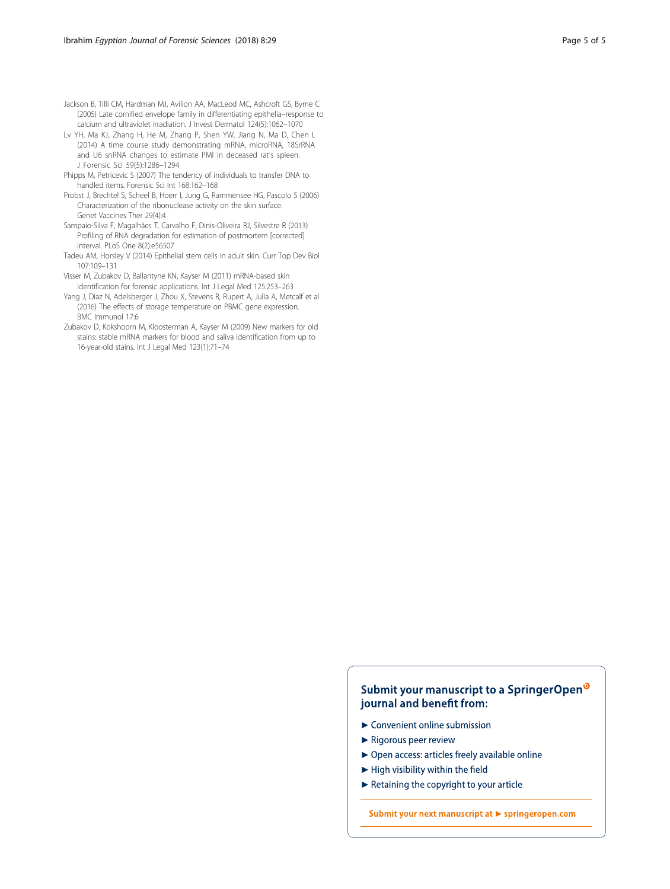Jackson B, Tilli CM, Hardman MJ, Avilion AA, MacLeod MC, Ashcroft GS, Byrne C (2005) Late cornified envelope family in differentiating epithelia–response to calcium and ultraviolet irradiation. J Invest Dermatol 124(5):1062–1070

Lv YH, Ma KJ, Zhang H, He M, Zhang P, Shen YW, Jiang N, Ma D, Chen L (2014) A time course study demonstrating mRNA, microRNA, 18SrRNA and U6 snRNA changes to estimate PMI in deceased rat's spleen. J Forensic Sci 59(5):1286–1294

Phipps M, Petricevic S (2007) The tendency of individuals to transfer DNA to handled items. Forensic Sci Int 168:162–168

Probst J, Brechtel S, Scheel B, Hoerr I, Jung G, Rammensee HG, Pascolo S (2006) Characterization of the ribonuclease activity on the skin surface. Genet Vaccines Ther 29(4):4

Sampaio-Silva F, Magalhães T, Carvalho F, Dinis-Oliveira RJ, Silvestre R (2013) Profiling of RNA degradation for estimation of postmortem [corrected] interval. PLoS One 8(2):e56507

Tadeu AM, Horsley V (2014) Epithelial stem cells in adult skin. Curr Top Dev Biol 107:109–131

Visser M, Zubakov D, Ballantyne KN, Kayser M (2011) mRNA-based skin identification for forensic applications. Int J Legal Med 125:253–263

Yang J, Diaz N, Adelsberger J, Zhou X, Stevens R, Rupert A, Julia A, Metcalf et al (2016) The effects of storage temperature on PBMC gene expression. BMC Immunol 17:6

Zubakov D, Kokshoorn M, Kloosterman A, Kayser M (2009) New markers for old stains: stable mRNA markers for blood and saliva identification from up to 16-year-old stains. Int J Legal Med 123(1):71–74

**Submit your manuscript to a SpringerOpen journal and benefit from:**

- ► Convenient online submission
- ► Rigorous peer review
- ► Open access: articles freely available online
- ► High visibility within the field
- ► Retaining the copyright to your article

**Submit your next manuscript at ► springeropen.com**